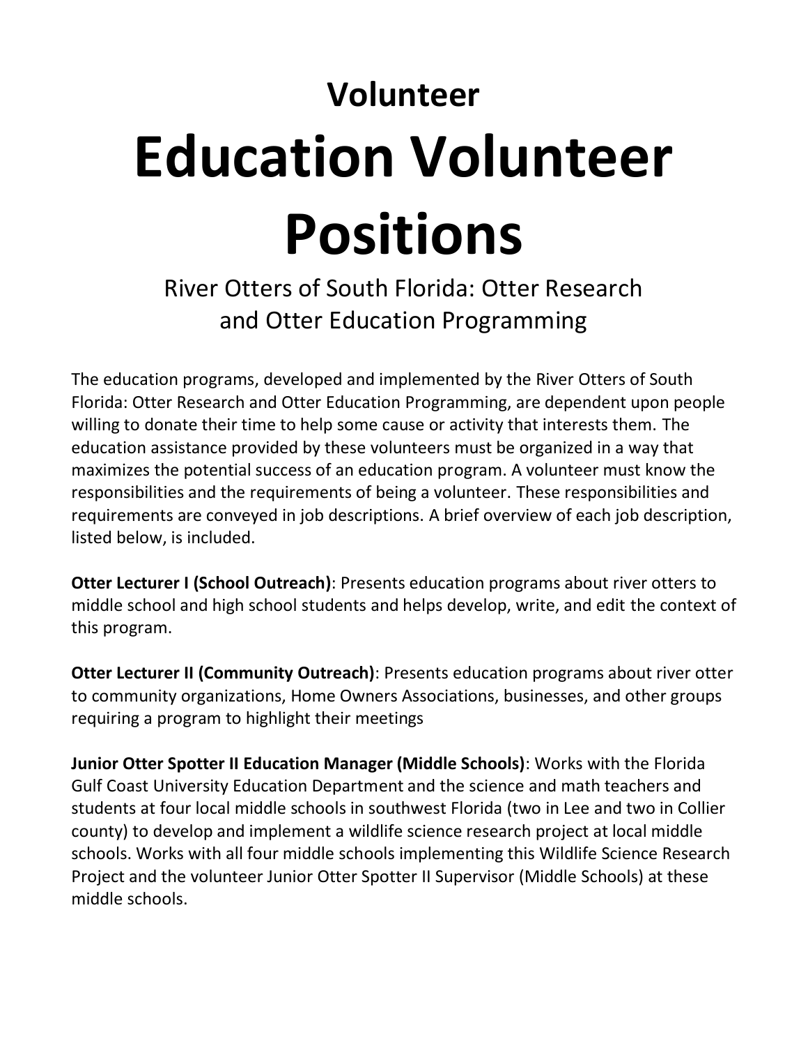## Volunteer

# Education Volunteer Positions

River Otters of South Florida: Otter Research and Otter Education Programming

The education programs, developed and implemented by the River Otters of South Florida: Otter Research and Otter Education Programming, are dependent upon people willing to donate their time to help some cause or activity that interests them. The education assistance provided by these volunteers must be organized in a way that maximizes the potential success of an education program. A volunteer must know the responsibilities and the requirements of being a volunteer. These responsibilities and requirements are conveyed in job descriptions. A brief overview of each job description, listed below, is included.

**Otter Lecturer I (School Outreach)**: Presents education programs about river otters to middle school and high school students and helps develop, write, and edit the context of this program.

**Otter Lecturer II (Community Outreach)**: Presents education programs about river otter to community organizations, Home Owners Associations, businesses, and other groups requiring a program to highlight their meetings

**Junior Otter Spotter II Education Manager (Middle Schools)**: Works with the Florida Gulf Coast University Education Department and the science and math teachers and students at four local middle schools in southwest Florida (two in Lee and two in Collier county) to develop and implement a wildlife science research project at local middle schools. Works with all four middle schools implementing this Wildlife Science Research Project and the volunteer Junior Otter Spotter II Supervisor (Middle Schools) at these middle schools.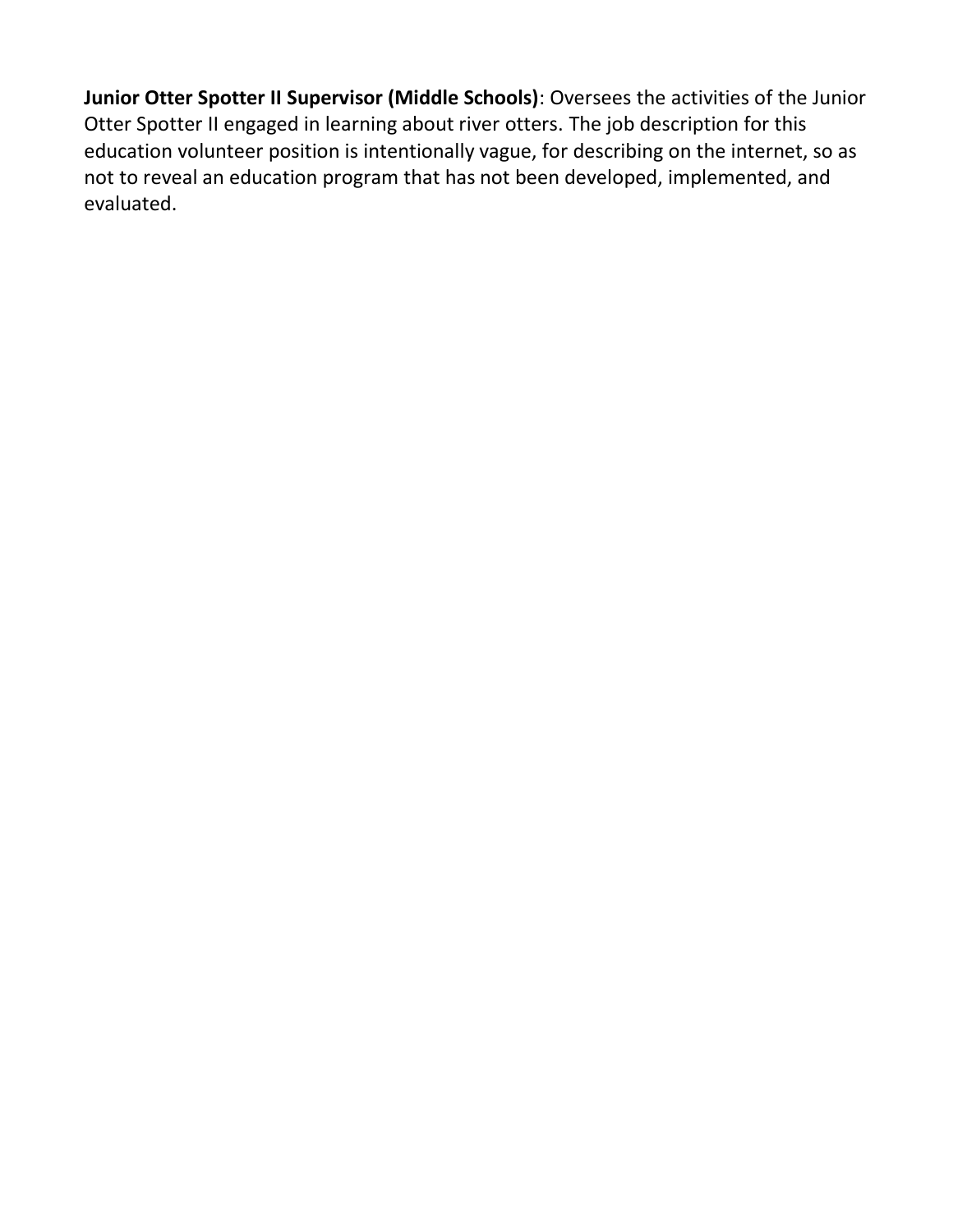**Junior Otter Spotter II Supervisor (Middle Schools)**: Oversees the activities of the Junior Otter Spotter II engaged in learning about river otters. The job description for this education volunteer position is intentionally vague, for describing on the internet, so as not to reveal an education program that has not been developed, implemented, and evaluated.